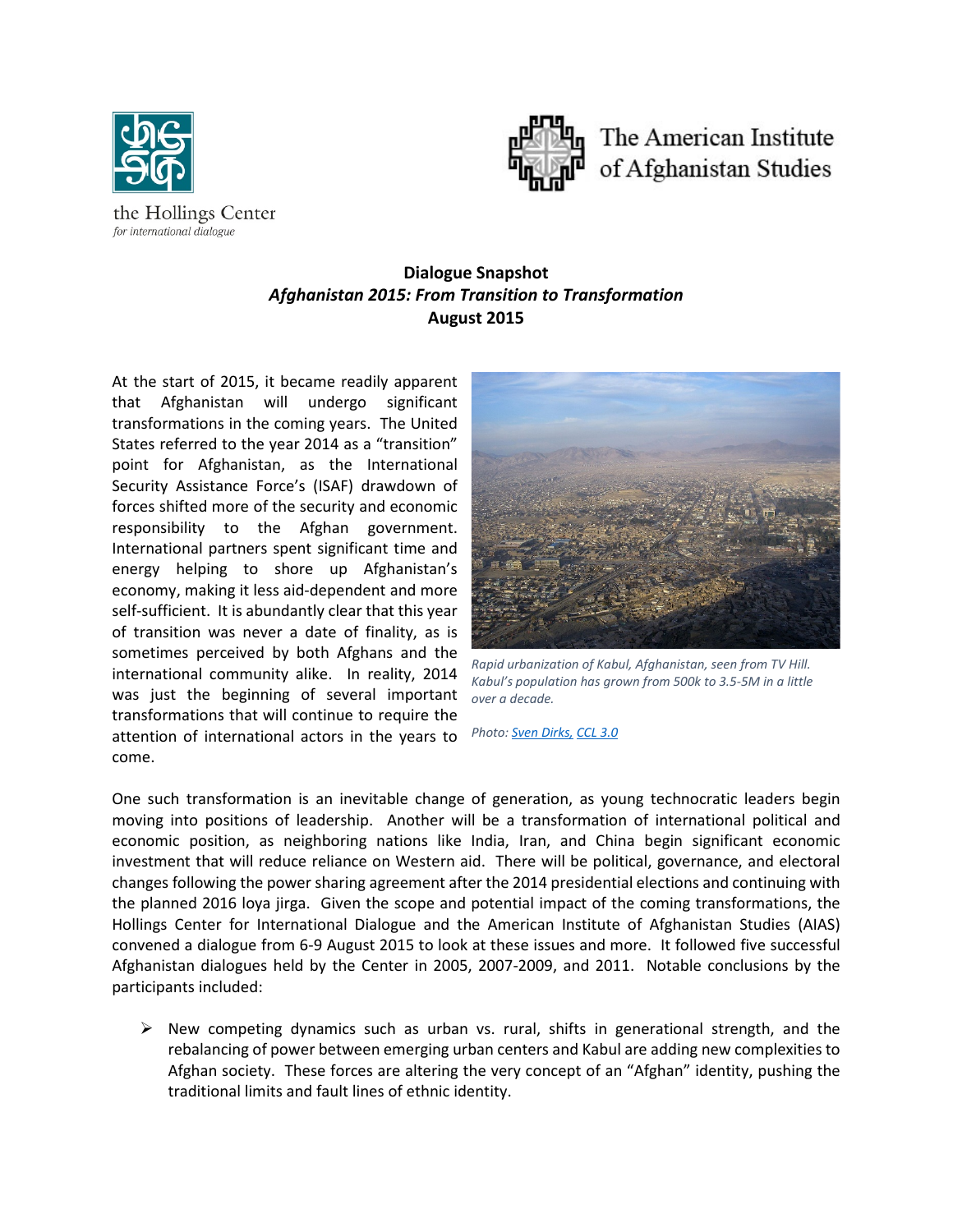the Hollings Center
*for international dialogue*

The American Institute of Afghanistan Studies

**Dialogue Snapshot**
***Afghanistan 2015: From Transition to Transformation***
**August 2015**

At the start of 2015, it became readily apparent that Afghanistan will undergo significant transformations in the coming years. The United States referred to the year 2014 as a "transition" point for Afghanistan, as the International Security Assistance Force's (ISAF) drawdown of forces shifted more of the security and economic responsibility to the Afghan government. International partners spent significant time and energy helping to shore up Afghanistan's economy, making it less aid-dependent and more self-sufficient. It is abundantly clear that this year of transition was never a date of finality, as is sometimes perceived by both Afghans and the international community alike. In reality, 2014 was just the beginning of several important transformations that will continue to require the attention of international actors in the years to come.

*Rapid urbanization of Kabul, Afghanistan, seen from TV Hill. Kabul's population has grown from 500k to 3.5-5M in a little over a decade.*

*Photo: Sven Dirks, CCL 3.0*

One such transformation is an inevitable change of generation, as young technocratic leaders begin moving into positions of leadership. Another will be a transformation of international political and economic position, as neighboring nations like India, Iran, and China begin significant economic investment that will reduce reliance on Western aid. There will be political, governance, and electoral changes following the power sharing agreement after the 2014 presidential elections and continuing with the planned 2016 loya jirga. Given the scope and potential impact of the coming transformations, the Hollings Center for International Dialogue and the American Institute of Afghanistan Studies (AIAS) convened a dialogue from 6-9 August 2015 to look at these issues and more. It followed five successful Afghanistan dialogues held by the Center in 2005, 2007-2009, and 2011. Notable conclusions by the participants included:

- New competing dynamics such as urban vs. rural, shifts in generational strength, and the rebalancing of power between emerging urban centers and Kabul are adding new complexities to Afghan society. These forces are altering the very concept of an "Afghan" identity, pushing the traditional limits and fault lines of ethnic identity.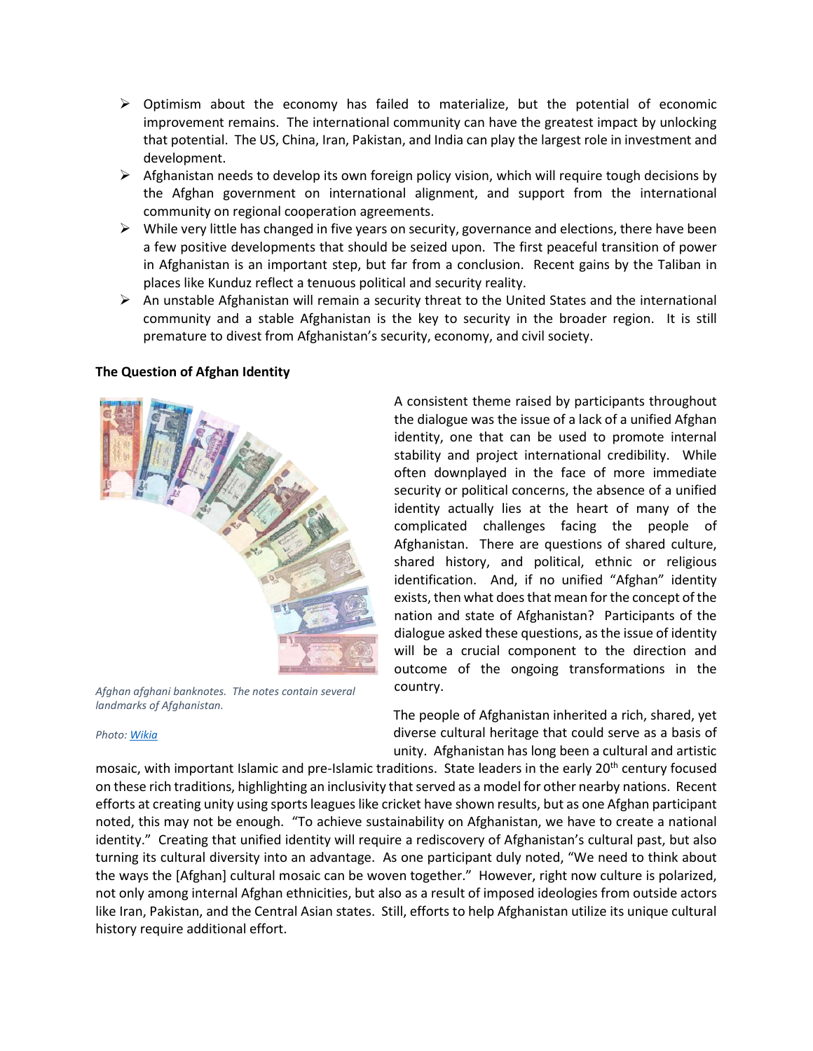- Optimism about the economy has failed to materialize, but the potential of economic improvement remains. The international community can have the greatest impact by unlocking that potential. The US, China, Iran, Pakistan, and India can play the largest role in investment and development.
- Afghanistan needs to develop its own foreign policy vision, which will require tough decisions by the Afghan government on international alignment, and support from the international community on regional cooperation agreements.
- While very little has changed in five years on security, governance and elections, there have been a few positive developments that should be seized upon. The first peaceful transition of power in Afghanistan is an important step, but far from a conclusion. Recent gains by the Taliban in places like Kunduz reflect a tenuous political and security reality.
- An unstable Afghanistan will remain a security threat to the United States and the international community and a stable Afghanistan is the key to security in the broader region. It is still premature to divest from Afghanistan's security, economy, and civil society.

**The Question of Afghan Identity**

*Afghan afghani banknotes. The notes contain several landmarks of Afghanistan.*

*Photo: Wikia*

A consistent theme raised by participants throughout the dialogue was the issue of a lack of a unified Afghan identity, one that can be used to promote internal stability and project international credibility. While often downplayed in the face of more immediate security or political concerns, the absence of a unified identity actually lies at the heart of many of the complicated challenges facing the people of Afghanistan. There are questions of shared culture, shared history, and political, ethnic or religious identification. And, if no unified "Afghan" identity exists, then what does that mean for the concept of the nation and state of Afghanistan? Participants of the dialogue asked these questions, as the issue of identity will be a crucial component to the direction and outcome of the ongoing transformations in the country.

The people of Afghanistan inherited a rich, shared, yet diverse cultural heritage that could serve as a basis of unity. Afghanistan has long been a cultural and artistic mosaic, with important Islamic and pre-Islamic traditions. State leaders in the early 20th century focused on these rich traditions, highlighting an inclusivity that served as a model for other nearby nations. Recent efforts at creating unity using sports leagues like cricket have shown results, but as one Afghan participant noted, this may not be enough. "To achieve sustainability on Afghanistan, we have to create a national identity." Creating that unified identity will require a rediscovery of Afghanistan's cultural past, but also turning its cultural diversity into an advantage. As one participant duly noted, "We need to think about the ways the [Afghan] cultural mosaic can be woven together." However, right now culture is polarized, not only among internal Afghan ethnicities, but also as a result of imposed ideologies from outside actors like Iran, Pakistan, and the Central Asian states. Still, efforts to help Afghanistan utilize its unique cultural history require additional effort.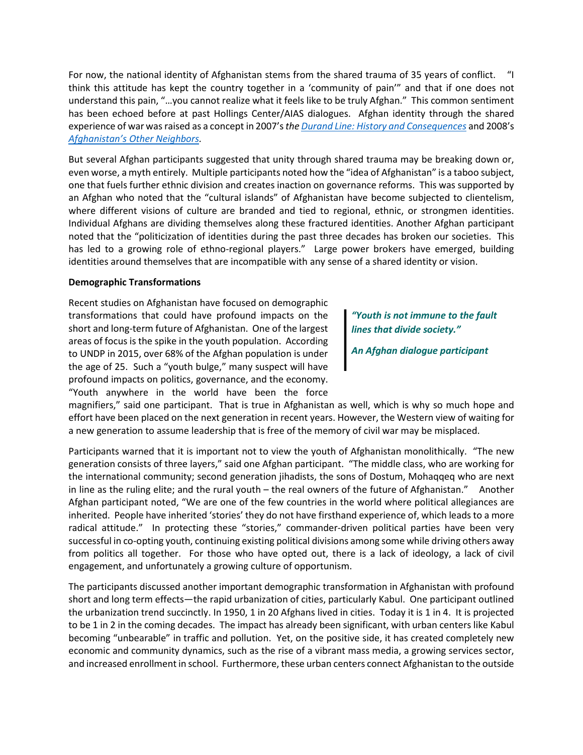For now, the national identity of Afghanistan stems from the shared trauma of 35 years of conflict. "I think this attitude has kept the country together in a 'community of pain'" and that if one does not understand this pain, "…you cannot realize what it feels like to be truly Afghan." This common sentiment has been echoed before at past Hollings Center/AIAS dialogues. Afghan identity through the shared experience of war was raised as a concept in 2007's *the [Durand Line: History and Consequences](#)* and 2008's *[Afghanistan's Other Neighbors](#)*.

But several Afghan participants suggested that unity through shared trauma may be breaking down or, even worse, a myth entirely. Multiple participants noted how the "idea of Afghanistan" is a taboo subject, one that fuels further ethnic division and creates inaction on governance reforms. This was supported by an Afghan who noted that the "cultural islands" of Afghanistan have become subjected to clientelism, where different visions of culture are branded and tied to regional, ethnic, or strongmen identities. Individual Afghans are dividing themselves along these fractured identities. Another Afghan participant noted that the "politicization of identities during the past three decades has broken our societies. This has led to a growing role of ethno-regional players." Large power brokers have emerged, building identities around themselves that are incompatible with any sense of a shared identity or vision.

**Demographic Transformations**

> ***"Youth is not immune to the fault lines that divide society."***
>
> ***An Afghan dialogue participant***

Recent studies on Afghanistan have focused on demographic transformations that could have profound impacts on the short and long-term future of Afghanistan. One of the largest areas of focus is the spike in the youth population. According to UNDP in 2015, over 68% of the Afghan population is under the age of 25. Such a "youth bulge," many suspect will have profound impacts on politics, governance, and the economy. "Youth anywhere in the world have been the force magnifiers," said one participant. That is true in Afghanistan as well, which is why so much hope and effort have been placed on the next generation in recent years. However, the Western view of waiting for a new generation to assume leadership that is free of the memory of civil war may be misplaced.

Participants warned that it is important not to view the youth of Afghanistan monolithically. "The new generation consists of three layers," said one Afghan participant. "The middle class, who are working for the international community; second generation jihadists, the sons of Dostum, Mohaqqeq who are next in line as the ruling elite; and the rural youth – the real owners of the future of Afghanistan." Another Afghan participant noted, "We are one of the few countries in the world where political allegiances are inherited. People have inherited 'stories' they do not have firsthand experience of, which leads to a more radical attitude." In protecting these "stories," commander-driven political parties have been very successful in co-opting youth, continuing existing political divisions among some while driving others away from politics all together. For those who have opted out, there is a lack of ideology, a lack of civil engagement, and unfortunately a growing culture of opportunism.

The participants discussed another important demographic transformation in Afghanistan with profound short and long term effects—the rapid urbanization of cities, particularly Kabul. One participant outlined the urbanization trend succinctly. In 1950, 1 in 20 Afghans lived in cities. Today it is 1 in 4. It is projected to be 1 in 2 in the coming decades. The impact has already been significant, with urban centers like Kabul becoming "unbearable" in traffic and pollution. Yet, on the positive side, it has created completely new economic and community dynamics, such as the rise of a vibrant mass media, a growing services sector, and increased enrollment in school. Furthermore, these urban centers connect Afghanistan to the outside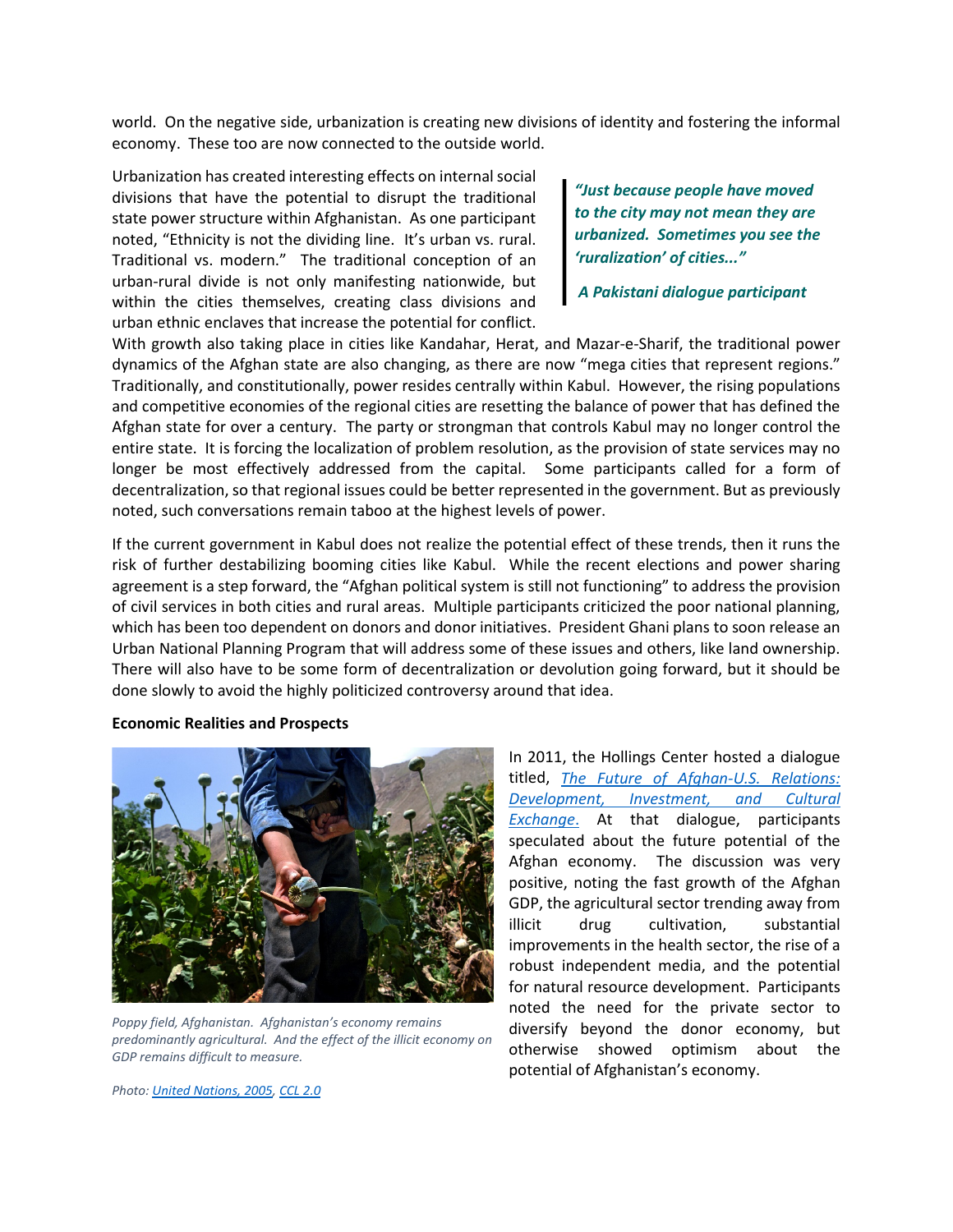world. On the negative side, urbanization is creating new divisions of identity and fostering the informal economy. These too are now connected to the outside world.

Urbanization has created interesting effects on internal social divisions that have the potential to disrupt the traditional state power structure within Afghanistan. As one participant noted, "Ethnicity is not the dividing line. It's urban vs. rural. Traditional vs. modern." The traditional conception of an urban-rural divide is not only manifesting nationwide, but within the cities themselves, creating class divisions and urban ethnic enclaves that increase the potential for conflict. With growth also taking place in cities like Kandahar, Herat, and Mazar-e-Sharif, the traditional power dynamics of the Afghan state are also changing, as there are now "mega cities that represent regions." Traditionally, and constitutionally, power resides centrally within Kabul. However, the rising populations and competitive economies of the regional cities are resetting the balance of power that has defined the Afghan state for over a century. The party or strongman that controls Kabul may no longer control the entire state. It is forcing the localization of problem resolution, as the provision of state services may no longer be most effectively addressed from the capital. Some participants called for a form of decentralization, so that regional issues could be better represented in the government. But as previously noted, such conversations remain taboo at the highest levels of power.

> ***"Just because people have moved to the city may not mean they are urbanized. Sometimes you see the 'ruralization' of cities..."***
>
> ***A Pakistani dialogue participant***

If the current government in Kabul does not realize the potential effect of these trends, then it runs the risk of further destabilizing booming cities like Kabul. While the recent elections and power sharing agreement is a step forward, the "Afghan political system is still not functioning" to address the provision of civil services in both cities and rural areas. Multiple participants criticized the poor national planning, which has been too dependent on donors and donor initiatives. President Ghani plans to soon release an Urban National Planning Program that will address some of these issues and others, like land ownership. There will also have to be some form of decentralization or devolution going forward, but it should be done slowly to avoid the highly politicized controversy around that idea.

**Economic Realities and Prospects**

*Poppy field, Afghanistan. Afghanistan's economy remains predominantly agricultural. And the effect of the illicit economy on GDP remains difficult to measure.*

*Photo: United Nations, 2005, CCL 2.0*

In 2011, the Hollings Center hosted a dialogue titled, *The Future of Afghan-U.S. Relations: Development, Investment, and Cultural Exchange.* At that dialogue, participants speculated about the future potential of the Afghan economy. The discussion was very positive, noting the fast growth of the Afghan GDP, the agricultural sector trending away from illicit drug cultivation, substantial improvements in the health sector, the rise of a robust independent media, and the potential for natural resource development. Participants noted the need for the private sector to diversify beyond the donor economy, but otherwise showed optimism about the potential of Afghanistan's economy.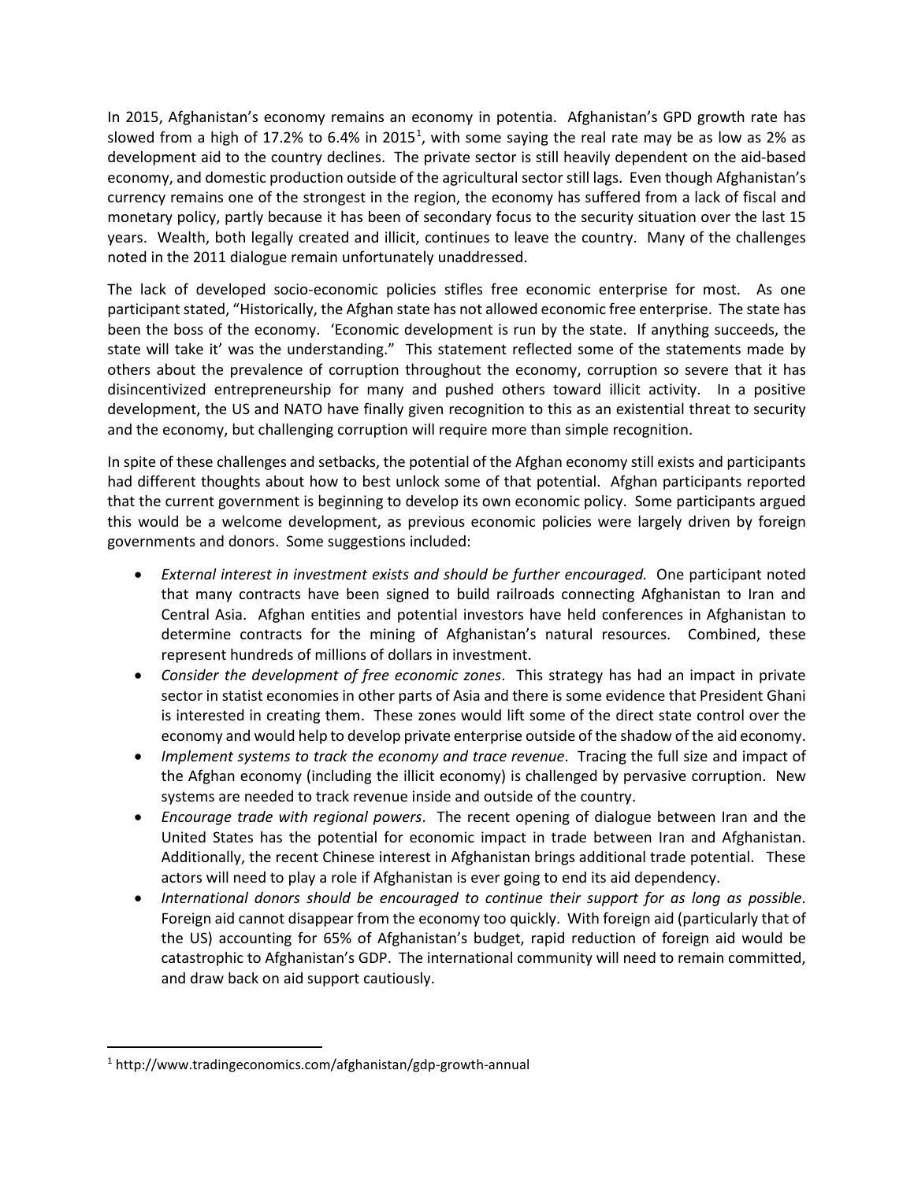In 2015, Afghanistan's economy remains an economy in potentia. Afghanistan's GPD growth rate has slowed from a high of 17.2% to 6.4% in 2015[1], with some saying the real rate may be as low as 2% as development aid to the country declines. The private sector is still heavily dependent on the aid-based economy, and domestic production outside of the agricultural sector still lags. Even though Afghanistan's currency remains one of the strongest in the region, the economy has suffered from a lack of fiscal and monetary policy, partly because it has been of secondary focus to the security situation over the last 15 years. Wealth, both legally created and illicit, continues to leave the country. Many of the challenges noted in the 2011 dialogue remain unfortunately unaddressed.

The lack of developed socio-economic policies stifles free economic enterprise for most. As one participant stated, "Historically, the Afghan state has not allowed economic free enterprise. The state has been the boss of the economy. 'Economic development is run by the state. If anything succeeds, the state will take it' was the understanding." This statement reflected some of the statements made by others about the prevalence of corruption throughout the economy, corruption so severe that it has disincentivized entrepreneurship for many and pushed others toward illicit activity. In a positive development, the US and NATO have finally given recognition to this as an existential threat to security and the economy, but challenging corruption will require more than simple recognition.

In spite of these challenges and setbacks, the potential of the Afghan economy still exists and participants had different thoughts about how to best unlock some of that potential. Afghan participants reported that the current government is beginning to develop its own economic policy. Some participants argued this would be a welcome development, as previous economic policies were largely driven by foreign governments and donors. Some suggestions included:

- *External interest in investment exists and should be further encouraged.* One participant noted that many contracts have been signed to build railroads connecting Afghanistan to Iran and Central Asia. Afghan entities and potential investors have held conferences in Afghanistan to determine contracts for the mining of Afghanistan's natural resources. Combined, these represent hundreds of millions of dollars in investment.
- *Consider the development of free economic zones*. This strategy has had an impact in private sector in statist economies in other parts of Asia and there is some evidence that President Ghani is interested in creating them. These zones would lift some of the direct state control over the economy and would help to develop private enterprise outside of the shadow of the aid economy.
- *Implement systems to track the economy and trace revenue*. Tracing the full size and impact of the Afghan economy (including the illicit economy) is challenged by pervasive corruption. New systems are needed to track revenue inside and outside of the country.
- *Encourage trade with regional powers*. The recent opening of dialogue between Iran and the United States has the potential for economic impact in trade between Iran and Afghanistan. Additionally, the recent Chinese interest in Afghanistan brings additional trade potential. These actors will need to play a role if Afghanistan is ever going to end its aid dependency.
- *International donors should be encouraged to continue their support for as long as possible*. Foreign aid cannot disappear from the economy too quickly. With foreign aid (particularly that of the US) accounting for 65% of Afghanistan's budget, rapid reduction of foreign aid would be catastrophic to Afghanistan's GDP. The international community will need to remain committed, and draw back on aid support cautiously.

---

[1] http://www.tradingeconomics.com/afghanistan/gdp-growth-annual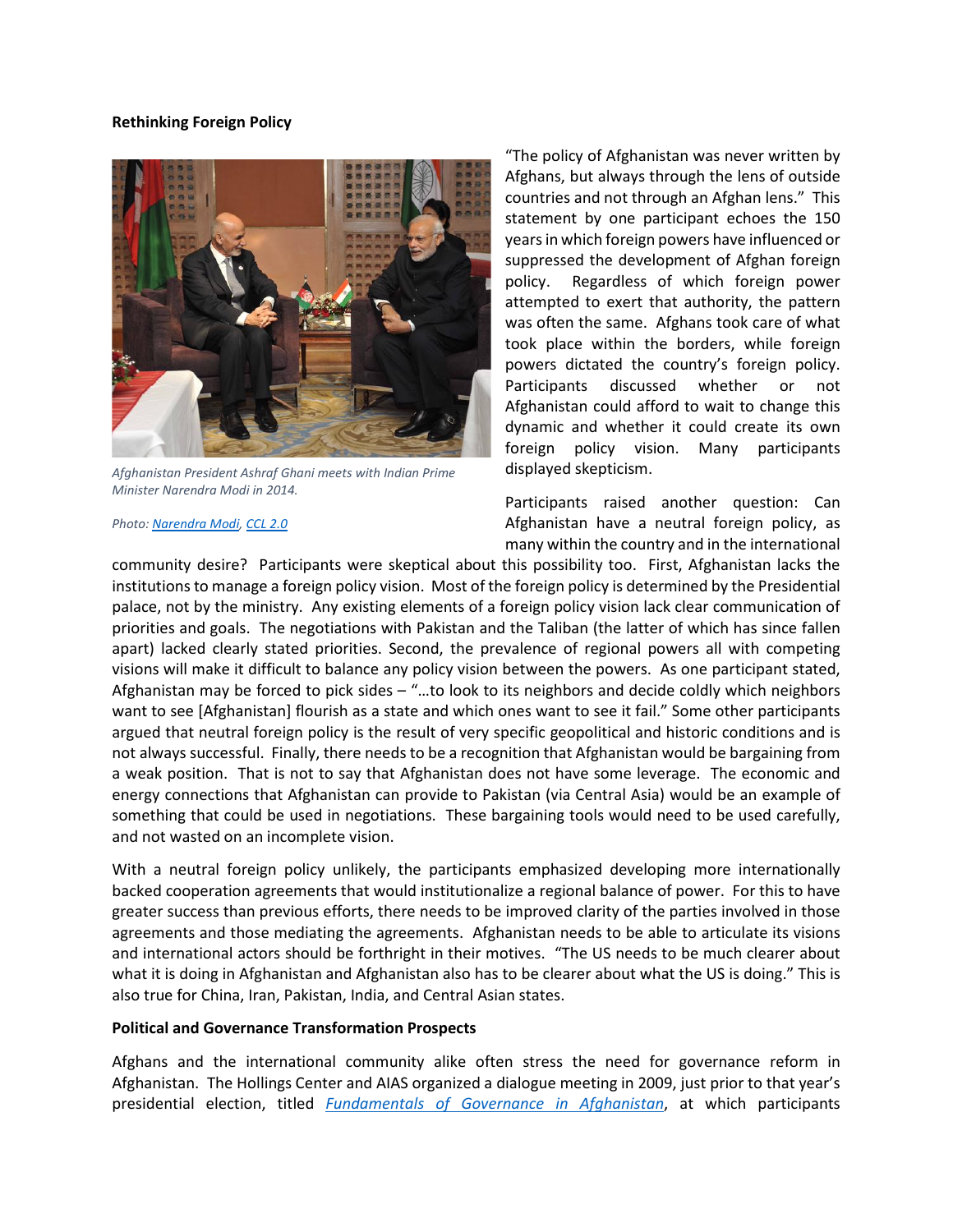**Rethinking Foreign Policy**

*Afghanistan President Ashraf Ghani meets with Indian Prime Minister Narendra Modi in 2014.*

*Photo: Narendra Modi, CCL 2.0*

"The policy of Afghanistan was never written by Afghans, but always through the lens of outside countries and not through an Afghan lens." This statement by one participant echoes the 150 years in which foreign powers have influenced or suppressed the development of Afghan foreign policy. Regardless of which foreign power attempted to exert that authority, the pattern was often the same. Afghans took care of what took place within the borders, while foreign powers dictated the country's foreign policy. Participants discussed whether or not Afghanistan could afford to wait to change this dynamic and whether it could create its own foreign policy vision. Many participants displayed skepticism.

Participants raised another question: Can Afghanistan have a neutral foreign policy, as many within the country and in the international community desire? Participants were skeptical about this possibility too. First, Afghanistan lacks the institutions to manage a foreign policy vision. Most of the foreign policy is determined by the Presidential palace, not by the ministry. Any existing elements of a foreign policy vision lack clear communication of priorities and goals. The negotiations with Pakistan and the Taliban (the latter of which has since fallen apart) lacked clearly stated priorities. Second, the prevalence of regional powers all with competing visions will make it difficult to balance any policy vision between the powers. As one participant stated, Afghanistan may be forced to pick sides – "…to look to its neighbors and decide coldly which neighbors want to see [Afghanistan] flourish as a state and which ones want to see it fail." Some other participants argued that neutral foreign policy is the result of very specific geopolitical and historic conditions and is not always successful. Finally, there needs to be a recognition that Afghanistan would be bargaining from a weak position. That is not to say that Afghanistan does not have some leverage. The economic and energy connections that Afghanistan can provide to Pakistan (via Central Asia) would be an example of something that could be used in negotiations. These bargaining tools would need to be used carefully, and not wasted on an incomplete vision.

With a neutral foreign policy unlikely, the participants emphasized developing more internationally backed cooperation agreements that would institutionalize a regional balance of power. For this to have greater success than previous efforts, there needs to be improved clarity of the parties involved in those agreements and those mediating the agreements. Afghanistan needs to be able to articulate its visions and international actors should be forthright in their motives. "The US needs to be much clearer about what it is doing in Afghanistan and Afghanistan also has to be clearer about what the US is doing." This is also true for China, Iran, Pakistan, India, and Central Asian states.

**Political and Governance Transformation Prospects**

Afghans and the international community alike often stress the need for governance reform in Afghanistan. The Hollings Center and AIAS organized a dialogue meeting in 2009, just prior to that year's presidential election, titled *Fundamentals of Governance in Afghanistan*, at which participants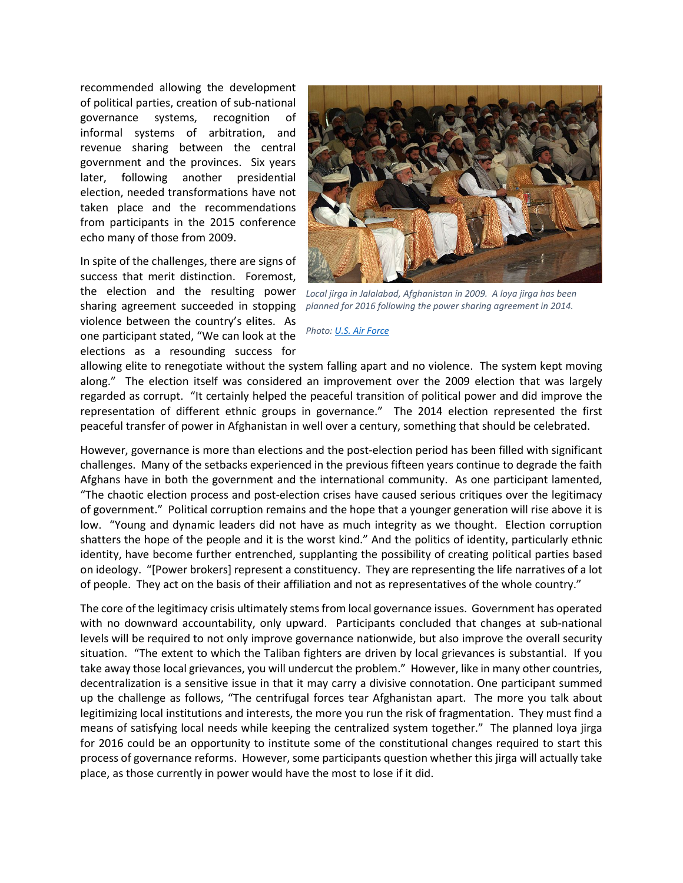recommended allowing the development of political parties, creation of sub-national governance systems, recognition of informal systems of arbitration, and revenue sharing between the central government and the provinces. Six years later, following another presidential election, needed transformations have not taken place and the recommendations from participants in the 2015 conference echo many of those from 2009.

*Local jirga in Jalalabad, Afghanistan in 2009. A loya jirga has been planned for 2016 following the power sharing agreement in 2014.*

*Photo: U.S. Air Force*

In spite of the challenges, there are signs of success that merit distinction. Foremost, the election and the resulting power sharing agreement succeeded in stopping violence between the country's elites. As one participant stated, "We can look at the elections as a resounding success for allowing elite to renegotiate without the system falling apart and no violence. The system kept moving along." The election itself was considered an improvement over the 2009 election that was largely regarded as corrupt. "It certainly helped the peaceful transition of political power and did improve the representation of different ethnic groups in governance." The 2014 election represented the first peaceful transfer of power in Afghanistan in well over a century, something that should be celebrated.

However, governance is more than elections and the post-election period has been filled with significant challenges. Many of the setbacks experienced in the previous fifteen years continue to degrade the faith Afghans have in both the government and the international community. As one participant lamented, "The chaotic election process and post-election crises have caused serious critiques over the legitimacy of government." Political corruption remains and the hope that a younger generation will rise above it is low. "Young and dynamic leaders did not have as much integrity as we thought. Election corruption shatters the hope of the people and it is the worst kind." And the politics of identity, particularly ethnic identity, have become further entrenched, supplanting the possibility of creating political parties based on ideology. "[Power brokers] represent a constituency. They are representing the life narratives of a lot of people. They act on the basis of their affiliation and not as representatives of the whole country."

The core of the legitimacy crisis ultimately stems from local governance issues. Government has operated with no downward accountability, only upward. Participants concluded that changes at sub-national levels will be required to not only improve governance nationwide, but also improve the overall security situation. "The extent to which the Taliban fighters are driven by local grievances is substantial. If you take away those local grievances, you will undercut the problem." However, like in many other countries, decentralization is a sensitive issue in that it may carry a divisive connotation. One participant summed up the challenge as follows, "The centrifugal forces tear Afghanistan apart. The more you talk about legitimizing local institutions and interests, the more you run the risk of fragmentation. They must find a means of satisfying local needs while keeping the centralized system together." The planned loya jirga for 2016 could be an opportunity to institute some of the constitutional changes required to start this process of governance reforms. However, some participants question whether this jirga will actually take place, as those currently in power would have the most to lose if it did.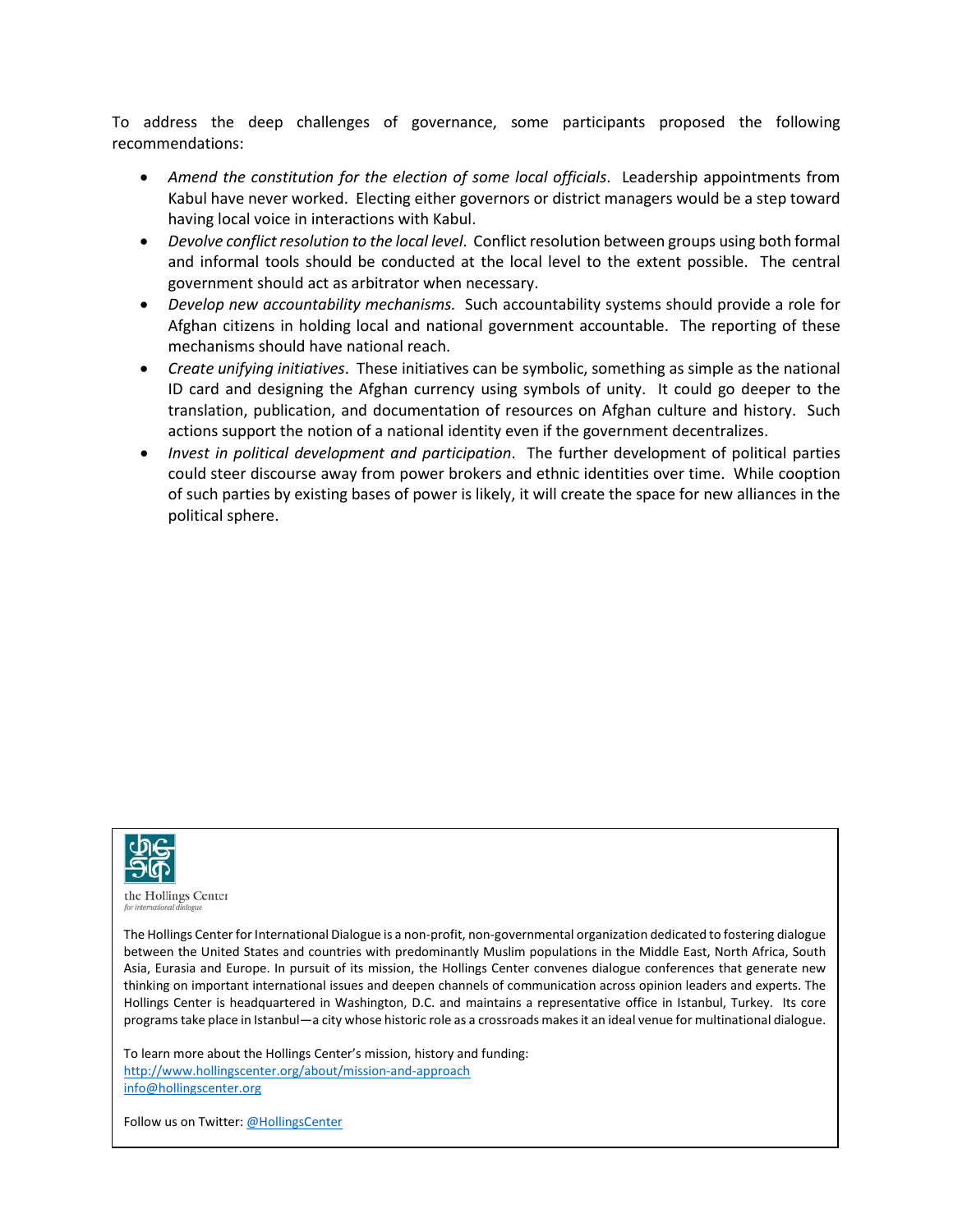To address the deep challenges of governance, some participants proposed the following recommendations:

- *Amend the constitution for the election of some local officials*. Leadership appointments from Kabul have never worked. Electing either governors or district managers would be a step toward having local voice in interactions with Kabul.
- *Devolve conflict resolution to the local level*. Conflict resolution between groups using both formal and informal tools should be conducted at the local level to the extent possible. The central government should act as arbitrator when necessary.
- *Develop new accountability mechanisms.* Such accountability systems should provide a role for Afghan citizens in holding local and national government accountable. The reporting of these mechanisms should have national reach.
- *Create unifying initiatives*. These initiatives can be symbolic, something as simple as the national ID card and designing the Afghan currency using symbols of unity. It could go deeper to the translation, publication, and documentation of resources on Afghan culture and history. Such actions support the notion of a national identity even if the government decentralizes.
- *Invest in political development and participation*. The further development of political parties could steer discourse away from power brokers and ethnic identities over time. While cooption of such parties by existing bases of power is likely, it will create the space for new alliances in the political sphere.

the Hollings Center
*for international dialogue*

The Hollings Center for International Dialogue is a non-profit, non-governmental organization dedicated to fostering dialogue between the United States and countries with predominantly Muslim populations in the Middle East, North Africa, South Asia, Eurasia and Europe. In pursuit of its mission, the Hollings Center convenes dialogue conferences that generate new thinking on important international issues and deepen channels of communication across opinion leaders and experts. The Hollings Center is headquartered in Washington, D.C. and maintains a representative office in Istanbul, Turkey. Its core programs take place in Istanbul—a city whose historic role as a crossroads makes it an ideal venue for multinational dialogue.

To learn more about the Hollings Center's mission, history and funding:
[http://www.hollingscenter.org/about/mission-and-approach](http://www.hollingscenter.org/about/mission-and-approach)
[info@hollingscenter.org](mailto:info@hollingscenter.org)

Follow us on Twitter: [@HollingsCenter](https://twitter.com/HollingsCenter)